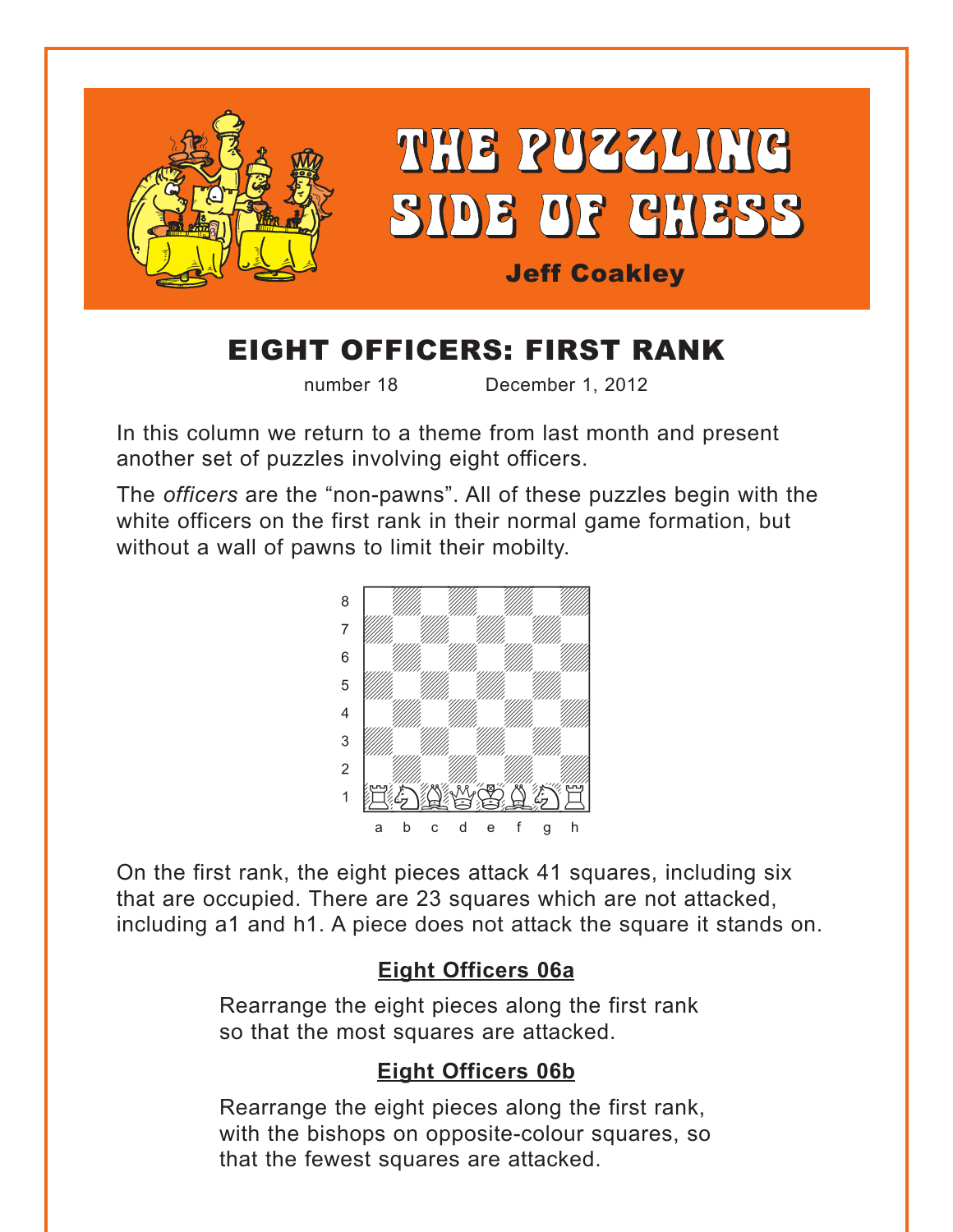# THE PUZZLING SIDE OF CHESS

**Jeff Coakley**

## EIGHT OFFICERS: FIRST RANK

number 18 December 1, 2012

In this column we return to a theme from last month and present another set of puzzles involving eight officers.

The *officers* are the "non-pawns". All of these puzzles begin with the white officers on the first rank in their normal game formation, but without a wall of pawns to limit their mobilty.

On the first rank, the eight pieces attack 41 squares, including six that are occupied. There are 23 squares which are not attacked, including a1 and h1. A piece does not attack the square it stands on.

### Eight Officers 06a

Rearrange the eight pieces along the first rank so that the most squares are attacked.

### Eight Officers 06b

Rearrange the eight pieces along the first rank, with the bishops on opposite-colour squares, so that the fewest squares are attacked.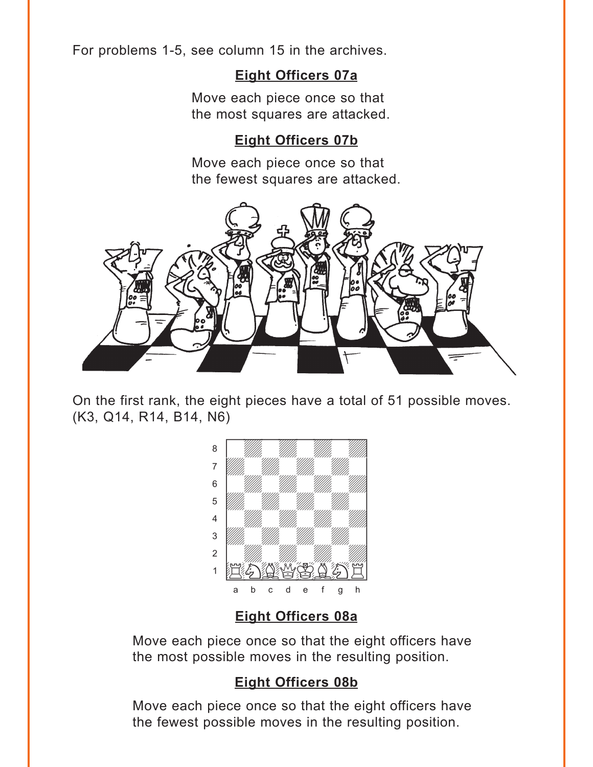For problems 1-5, see column 15 in the archives.

## Eight Officers 07a

Move each piece once so that the most squares are attacked.

## Eight Officers 07b

Move each piece once so that the fewest squares are attacked.

On the first rank, the eight pieces have a total of 51 possible moves. (K3, Q14, R14, B14, N6)

## Eight Officers 08a

Move each piece once so that the eight officers have the most possible moves in the resulting position.

## Eight Officers 08b

Move each piece once so that the eight officers have the fewest possible moves in the resulting position.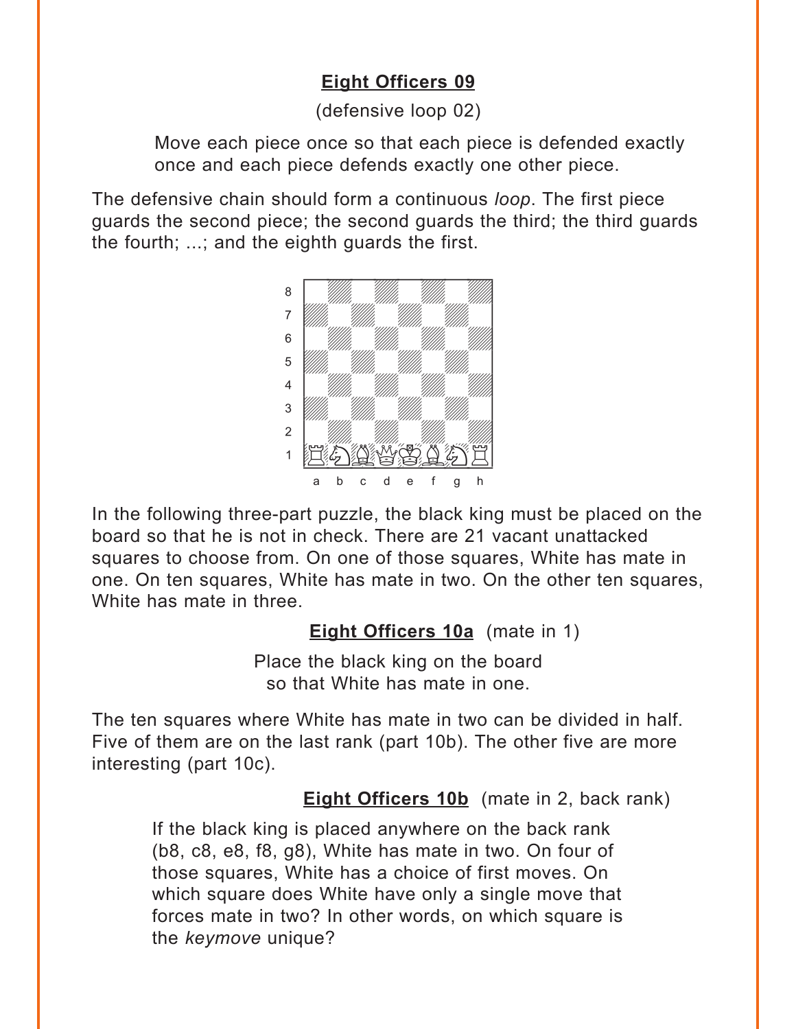**Eight Officers 09**

(defensive loop 02)

> Move each piece once so that each piece is defended exactly once and each piece defends exactly one other piece.

The defensive chain should form a continuous *loop*. The first piece guards the second piece; the second guards the third; the third guards the fourth; ...; and the eighth guards the first.

In the following three-part puzzle, the black king must be placed on the board so that he is not in check. There are 21 vacant unattacked squares to choose from. On one of those squares, White has mate in one. On ten squares, White has mate in two. On the other ten squares, White has mate in three.

**Eight Officers 10a** (mate in 1)

Place the black king on the board so that White has mate in one.

The ten squares where White has mate in two can be divided in half. Five of them are on the last rank (part 10b). The other five are more interesting (part 10c).

**Eight Officers 10b** (mate in 2, back rank)

> If the black king is placed anywhere on the back rank (b8, c8, e8, f8, g8), White has mate in two. On four of those squares, White has a choice of first moves. On which square does White have only a single move that forces mate in two? In other words, on which square is the *keymove* unique?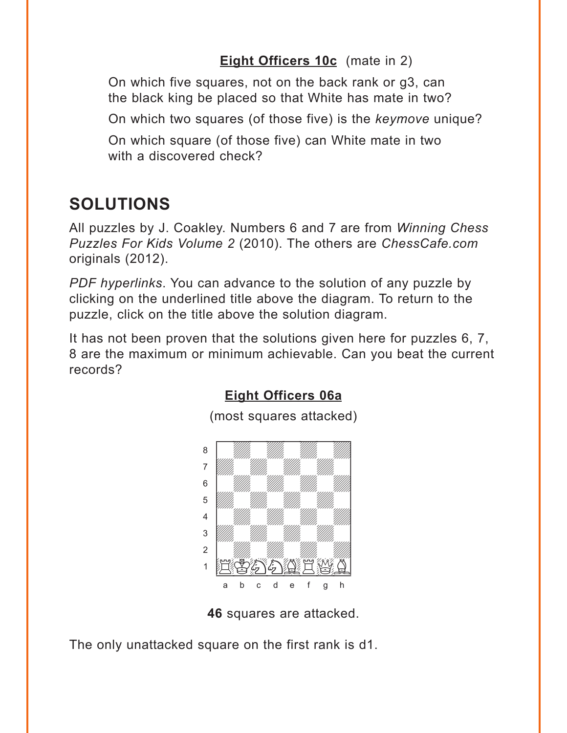**Eight Officers 10c** (mate in 2)

On which five squares, not on the back rank or g3, can the black king be placed so that White has mate in two?

On which two squares (of those five) is the *keymove* unique?

On which square (of those five) can White mate in two with a discovered check?

## SOLUTIONS

All puzzles by J. Coakley. Numbers 6 and 7 are from *Winning Chess Puzzles For Kids Volume 2* (2010). The others are *ChessCafe.com* originals (2012).

*PDF hyperlinks*. You can advance to the solution of any puzzle by clicking on the underlined title above the diagram. To return to the puzzle, click on the title above the solution diagram.

It has not been proven that the solutions given here for puzzles 6, 7, 8 are the maximum or minimum achievable. Can you beat the current records?

**Eight Officers 06a**

(most squares attacked)

**46** squares are attacked.

The only unattacked square on the first rank is d1.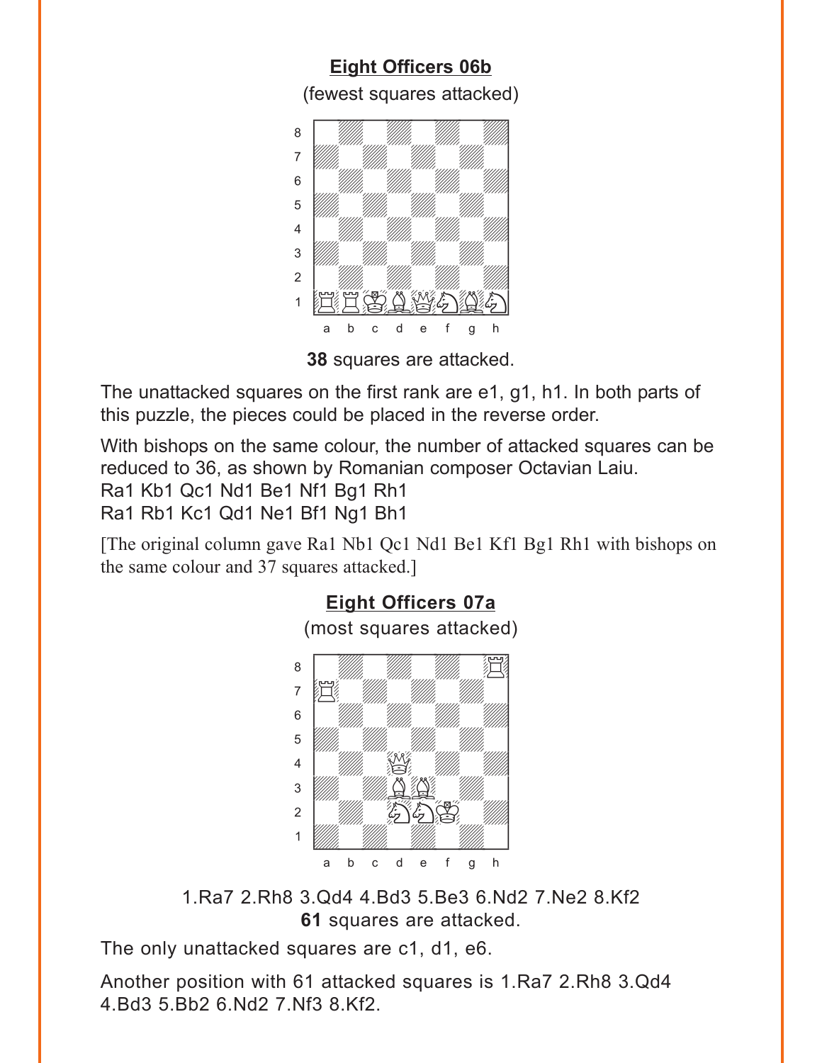## Eight Officers 06b

(fewest squares attacked)

**38** squares are attacked.

The unattacked squares on the first rank are e1, g1, h1. In both parts of this puzzle, the pieces could be placed in the reverse order.

With bishops on the same colour, the number of attacked squares can be reduced to 36, as shown by Romanian composer Octavian Laiu.
Ra1 Kb1 Qc1 Nd1 Be1 Nf1 Bg1 Rh1
Ra1 Rb1 Kc1 Qd1 Ne1 Bf1 Ng1 Bh1

[The original column gave Ra1 Nb1 Qc1 Nd1 Be1 Kf1 Bg1 Rh1 with bishops on the same colour and 37 squares attacked.]

## Eight Officers 07a

(most squares attacked)

1.Ra7 2.Rh8 3.Qd4 4.Bd3 5.Be3 6.Nd2 7.Ne2 8.Kf2
**61** squares are attacked.

The only unattacked squares are c1, d1, e6.

Another position with 61 attacked squares is 1.Ra7 2.Rh8 3.Qd4 4.Bd3 5.Bb2 6.Nd2 7.Nf3 8.Kf2.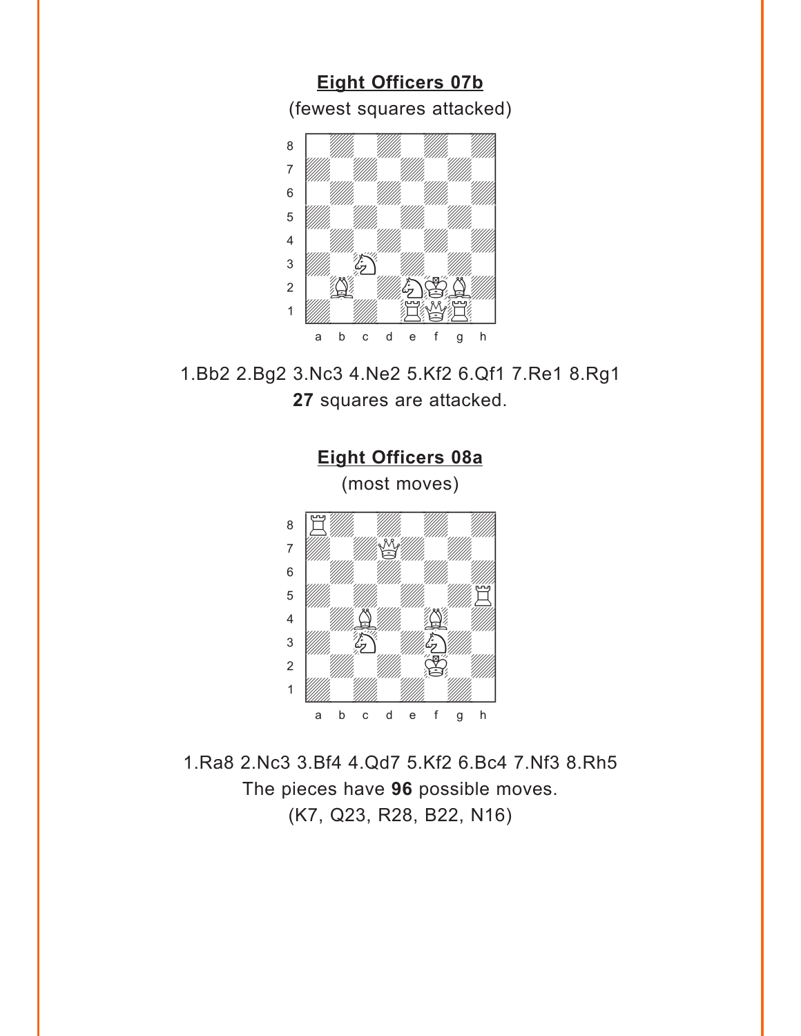## Eight Officers 07b

(fewest squares attacked)

1.Bb2 2.Bg2 3.Nc3 4.Ne2 5.Kf2 6.Qf1 7.Re1 8.Rg1
**27** squares are attacked.

## Eight Officers 08a

(most moves)

1.Ra8 2.Nc3 3.Bf4 4.Qd7 5.Kf2 6.Bc4 7.Nf3 8.Rh5
The pieces have **96** possible moves.
(K7, Q23, R28, B22, N16)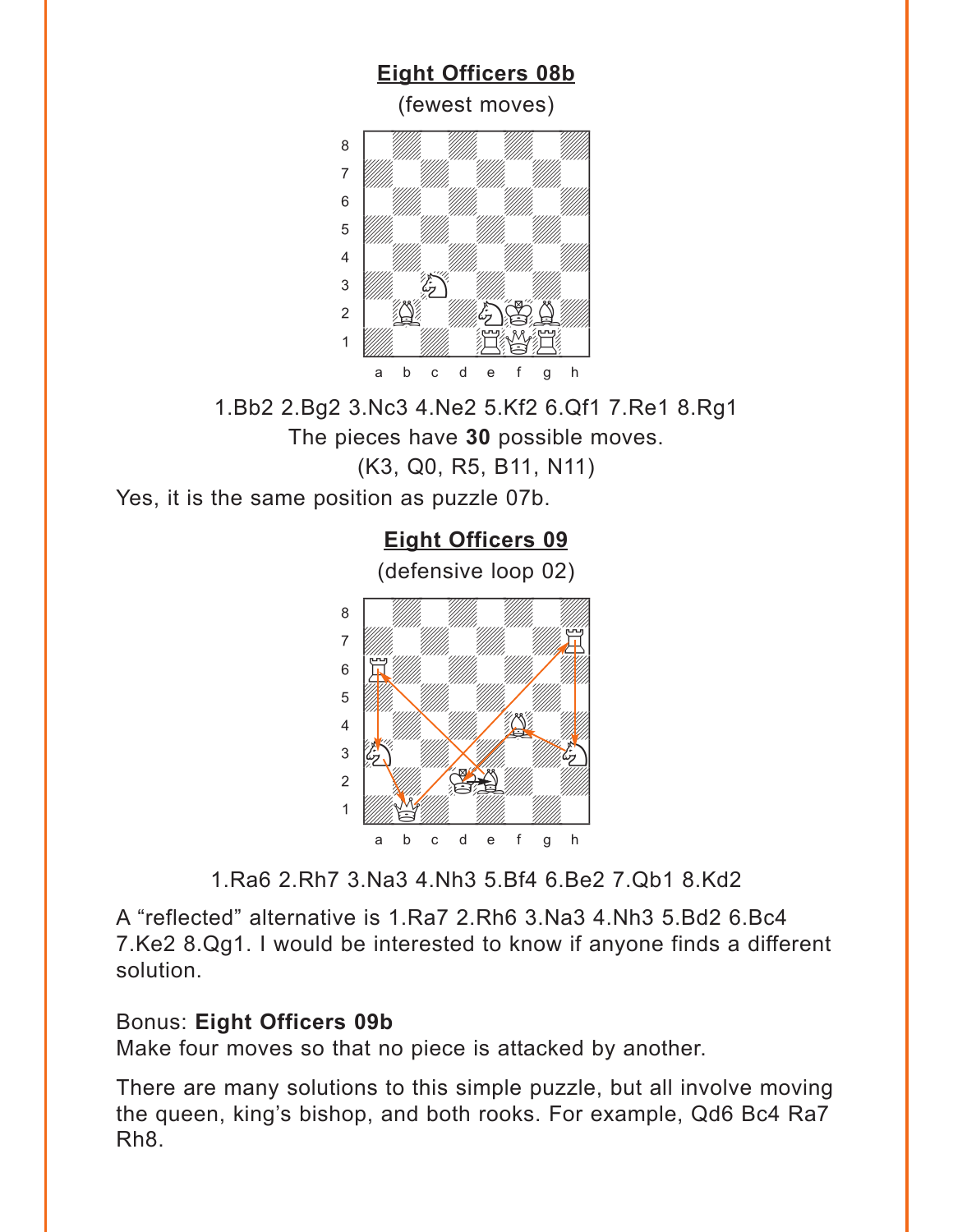## Eight Officers 08b

(fewest moves)

1.Bb2 2.Bg2 3.Nc3 4.Ne2 5.Kf2 6.Qf1 7.Re1 8.Rg1

The pieces have **30** possible moves.

(K3, Q0, R5, B11, N11)

Yes, it is the same position as puzzle 07b.

## Eight Officers 09

(defensive loop 02)

1.Ra6 2.Rh7 3.Na3 4.Nh3 5.Bf4 6.Be2 7.Qb1 8.Kd2

A "reflected" alternative is 1.Ra7 2.Rh6 3.Na3 4.Nh3 5.Bd2 6.Bc4 7.Ke2 8.Qg1. I would be interested to know if anyone finds a different solution.

Bonus: **Eight Officers 09b**

Make four moves so that no piece is attacked by another.

There are many solutions to this simple puzzle, but all involve moving the queen, king's bishop, and both rooks. For example, Qd6 Bc4 Ra7 Rh8.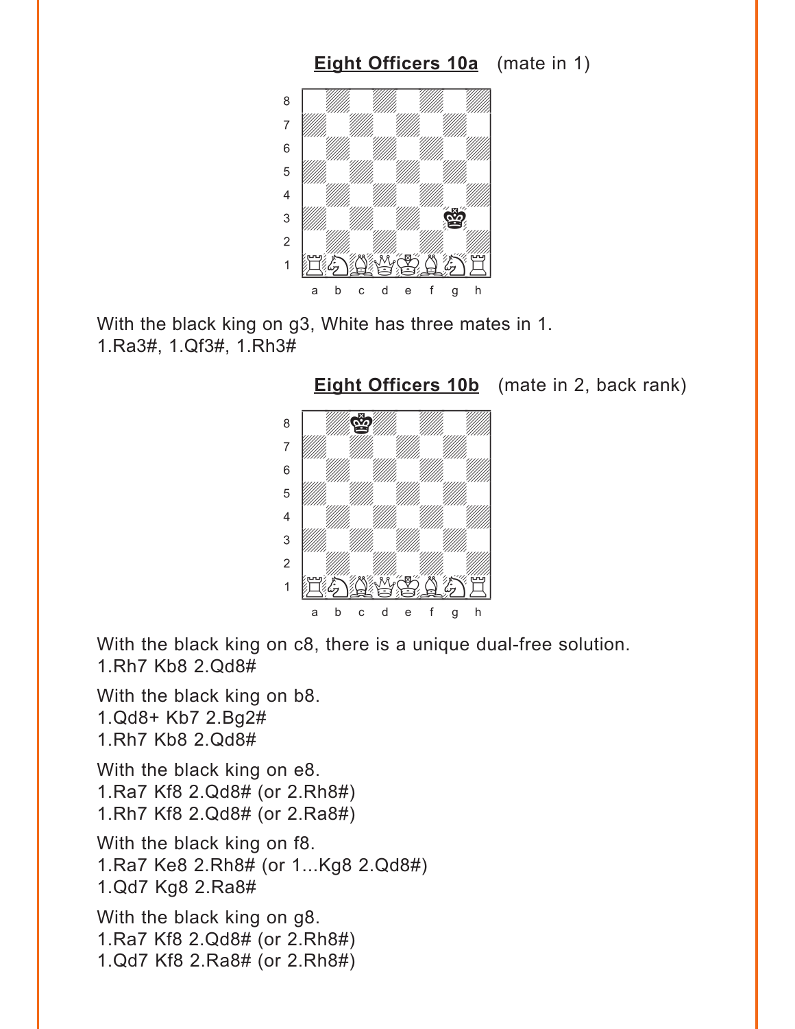**Eight Officers 10a** (mate in 1)

With the black king on g3, White has three mates in 1.
1.Ra3#, 1.Qf3#, 1.Rh3#

**Eight Officers 10b** (mate in 2, back rank)

With the black king on c8, there is a unique dual-free solution.
1.Rh7 Kb8 2.Qd8#

With the black king on b8.
1.Qd8+ Kb7 2.Bg2#
1.Rh7 Kb8 2.Qd8#

With the black king on e8.
1.Ra7 Kf8 2.Qd8# (or 2.Rh8#)
1.Rh7 Kf8 2.Qd8# (or 2.Ra8#)

With the black king on f8.
1.Ra7 Ke8 2.Rh8# (or 1...Kg8 2.Qd8#)
1.Qd7 Kg8 2.Ra8#

With the black king on g8.
1.Ra7 Kf8 2.Qd8# (or 2.Rh8#)
1.Qd7 Kf8 2.Ra8# (or 2.Rh8#)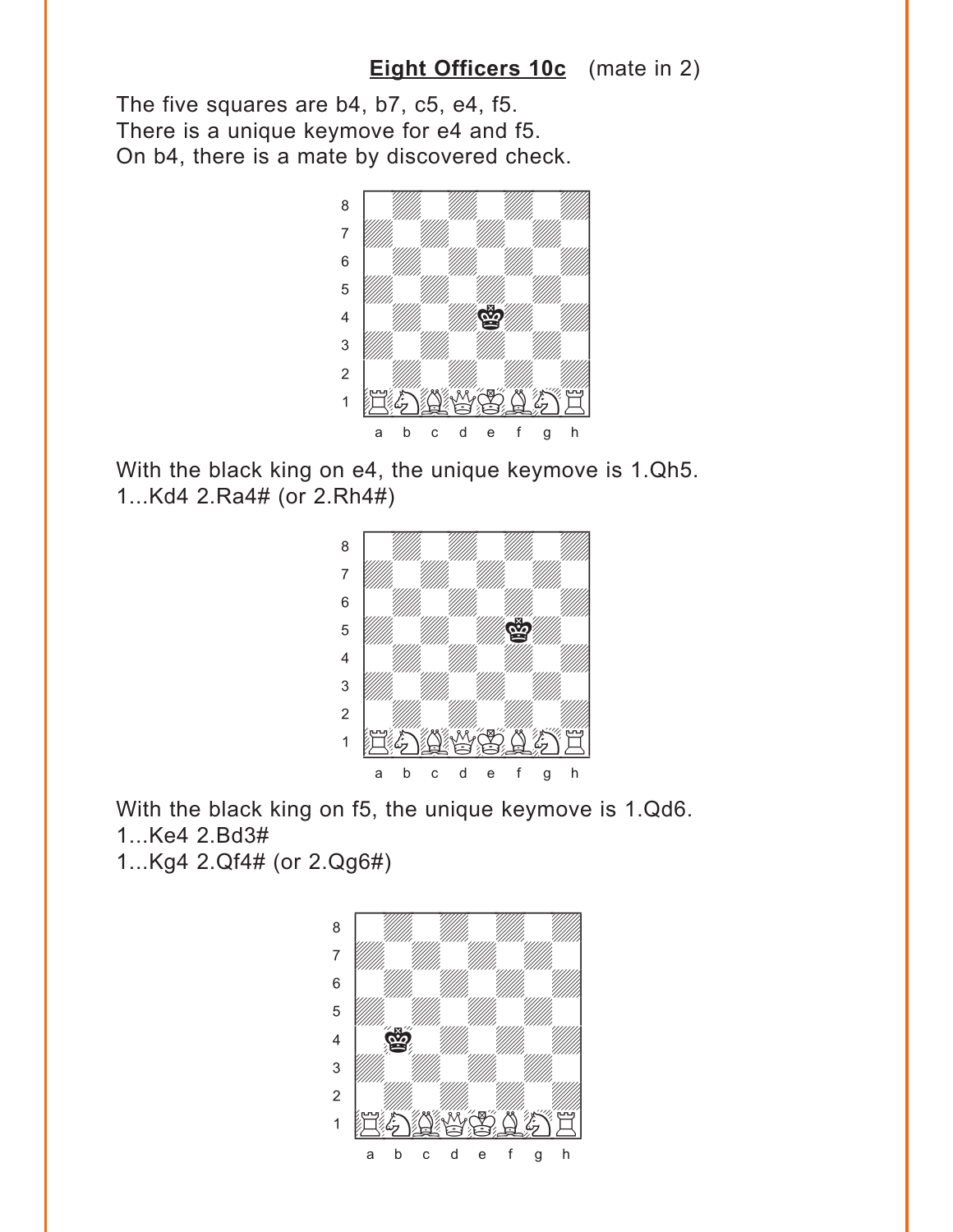## Eight Officers 10c (mate in 2)

The five squares are b4, b7, c5, e4, f5.
There is a unique keymove for e4 and f5.
On b4, there is a mate by discovered check.

With the black king on e4, the unique keymove is 1.Qh5.
1...Kd4 2.Ra4# (or 2.Rh4#)

With the black king on f5, the unique keymove is 1.Qd6.
1...Ke4 2.Bd3#
1...Kg4 2.Qf4# (or 2.Qg6#)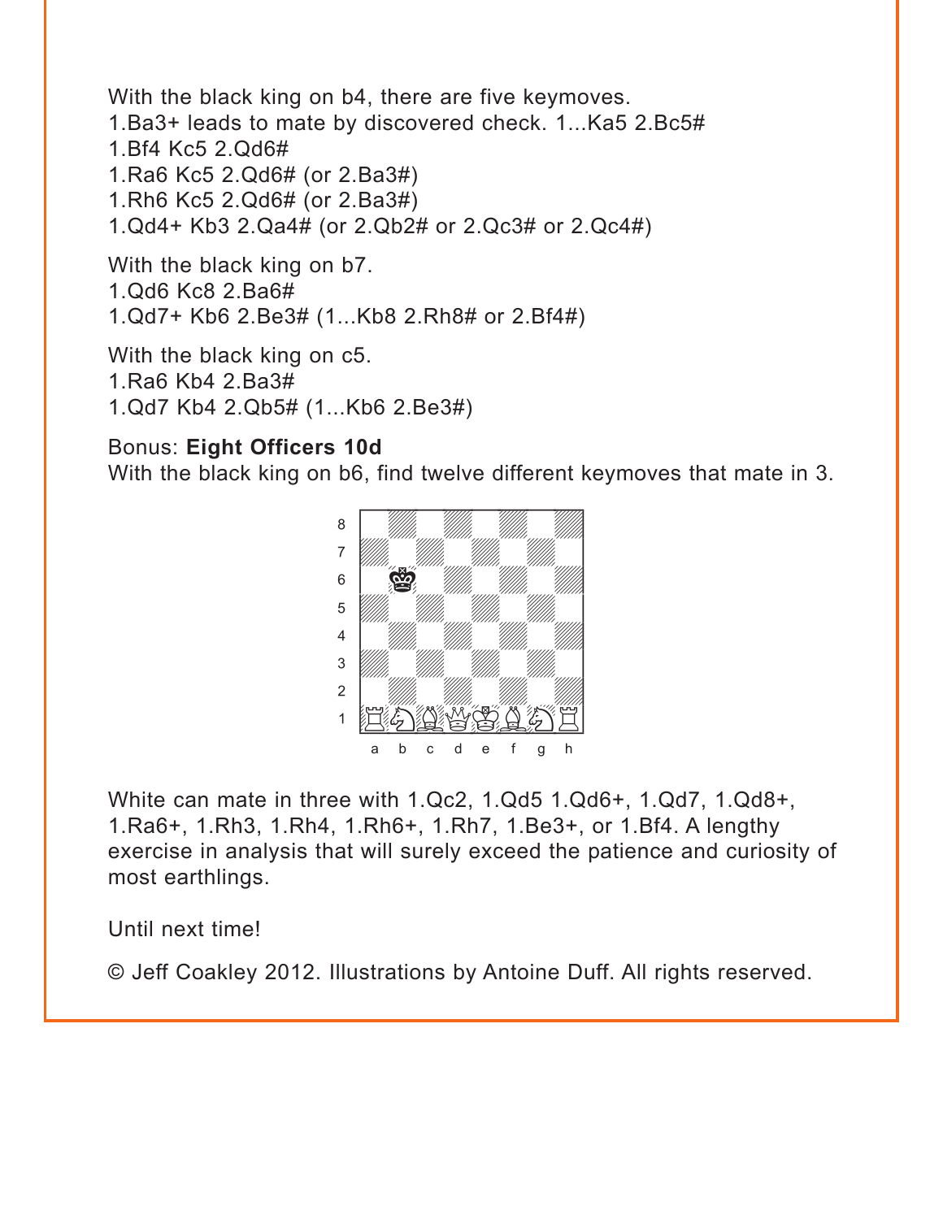With the black king on b4, there are five keymoves.
1.Ba3+ leads to mate by discovered check. 1...Ka5 2.Bc5#
1.Bf4 Kc5 2.Qd6#
1.Ra6 Kc5 2.Qd6# (or 2.Ba3#)
1.Rh6 Kc5 2.Qd6# (or 2.Ba3#)
1.Qd4+ Kb3 2.Qa4# (or 2.Qb2# or 2.Qc3# or 2.Qc4#)

With the black king on b7.
1.Qd6 Kc8 2.Ba6#
1.Qd7+ Kb6 2.Be3# (1...Kb8 2.Rh8# or 2.Bf4#)

With the black king on c5.
1.Ra6 Kb4 2.Ba3#
1.Qd7 Kb4 2.Qb5# (1...Kb6 2.Be3#)

Bonus: **Eight Officers 10d**
With the black king on b6, find twelve different keymoves that mate in 3.

8
7
6
5
4
3
2
1
a b c d e f g h

White can mate in three with 1.Qc2, 1.Qd5 1.Qd6+, 1.Qd7, 1.Qd8+, 1.Ra6+, 1.Rh3, 1.Rh4, 1.Rh6+, 1.Rh7, 1.Be3+, or 1.Bf4. A lengthy exercise in analysis that will surely exceed the patience and curiosity of most earthlings.

Until next time!

© Jeff Coakley 2012. Illustrations by Antoine Duff. All rights reserved.